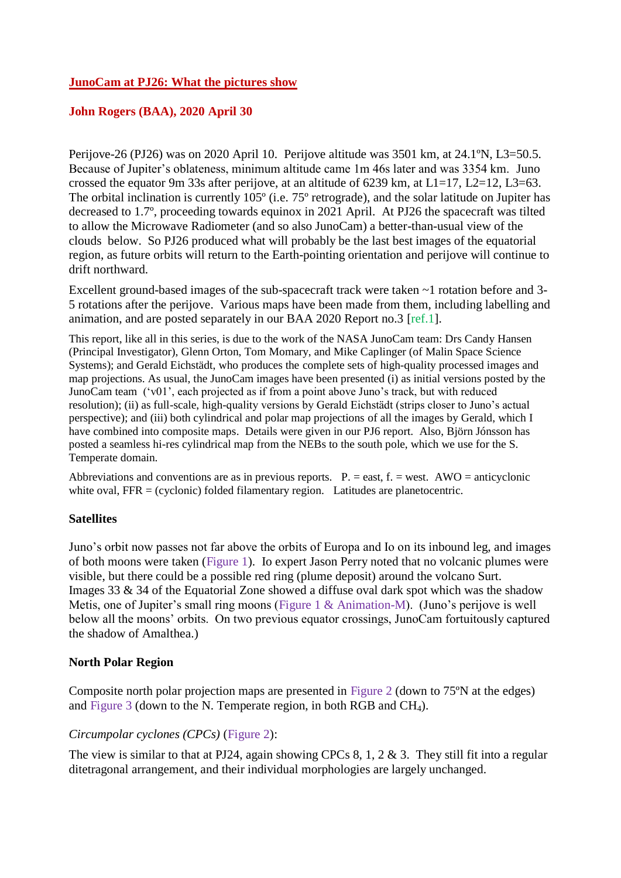# JunoCam at PJ26: What the pictures show

## John Rogers (BAA), 2020 April 30

Perijove-26 (PJ26) was on 2020 April 10. Perijove altitude was 3501 km, at 24.1ºN, L3=50.5. Because of Jupiter's oblateness, minimum altitude came 1m 46s later and was 3354 km. Juno crossed the equator 9m 33s after perijove, at an altitude of 6239 km, at L1=17, L2=12, L3=63. The orbital inclination is currently 105º (i.e. 75º retrograde), and the solar latitude on Jupiter has decreased to 1.7º, proceeding towards equinox in 2021 April. At PJ26 the spacecraft was tilted to allow the Microwave Radiometer (and so also JunoCam) a better-than-usual view of the clouds below. So PJ26 produced what will probably be the last best images of the equatorial region, as future orbits will return to the Earth-pointing orientation and perijove will continue to drift northward.

Excellent ground-based images of the sub-spacecraft track were taken ~1 rotation before and 3-5 rotations after the perijove. Various maps have been made from them, including labelling and animation, and are posted separately in our BAA 2020 Report no.3 [ref.1].

This report, like all in this series, is due to the work of the NASA JunoCam team: Drs Candy Hansen (Principal Investigator), Glenn Orton, Tom Momary, and Mike Caplinger (of Malin Space Science Systems); and Gerald Eichstädt, who produces the complete sets of high-quality processed images and map projections. As usual, the JunoCam images have been presented (i) as initial versions posted by the JunoCam team ('v01', each projected as if from a point above Juno's track, but with reduced resolution); (ii) as full-scale, high-quality versions by Gerald Eichstädt (strips closer to Juno's actual perspective); and (iii) both cylindrical and polar map projections of all the images by Gerald, which I have combined into composite maps. Details were given in our PJ6 report. Also, Björn Jónsson has posted a seamless hi-res cylindrical map from the NEBs to the south pole, which we use for the S. Temperate domain.

Abbreviations and conventions are as in previous reports. P. = east, f. = west. AWO = anticyclonic white oval, FFR = (cyclonic) folded filamentary region. Latitudes are planetocentric.

### Satellites

Juno's orbit now passes not far above the orbits of Europa and Io on its inbound leg, and images of both moons were taken (Figure 1). Io expert Jason Perry noted that no volcanic plumes were visible, but there could be a possible red ring (plume deposit) around the volcano Surt. Images 33 & 34 of the Equatorial Zone showed a diffuse oval dark spot which was the shadow Metis, one of Jupiter's small ring moons (Figure 1 & Animation-M). (Juno's perijove is well below all the moons' orbits. On two previous equator crossings, JunoCam fortuitously captured the shadow of Amalthea.)

### North Polar Region

Composite north polar projection maps are presented in Figure 2 (down to 75ºN at the edges) and Figure 3 (down to the N. Temperate region, in both RGB and $CH_4$).

*Circumpolar cyclones (CPCs)* (Figure 2):

The view is similar to that at PJ24, again showing CPCs 8, 1, 2 & 3. They still fit into a regular ditetragonal arrangement, and their individual morphologies are largely unchanged.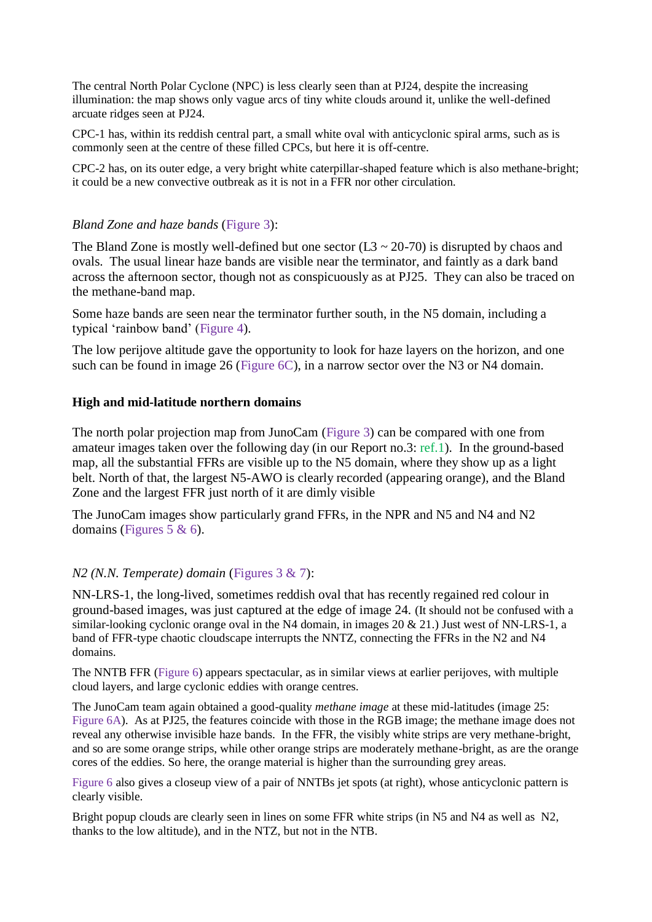The central North Polar Cyclone (NPC) is less clearly seen than at PJ24, despite the increasing illumination: the map shows only vague arcs of tiny white clouds around it, unlike the well-defined arcuate ridges seen at PJ24.

CPC-1 has, within its reddish central part, a small white oval with anticyclonic spiral arms, such as is commonly seen at the centre of these filled CPCs, but here it is off-centre.

CPC-2 has, on its outer edge, a very bright white caterpillar-shaped feature which is also methane-bright; it could be a new convective outbreak as it is not in a FFR nor other circulation.

*Bland Zone and haze bands* (Figure 3):

The Bland Zone is mostly well-defined but one sector (L3 ~ 20-70) is disrupted by chaos and ovals. The usual linear haze bands are visible near the terminator, and faintly as a dark band across the afternoon sector, though not as conspicuously as at PJ25. They can also be traced on the methane-band map.

Some haze bands are seen near the terminator further south, in the N5 domain, including a typical 'rainbow band' (Figure 4).

The low perijove altitude gave the opportunity to look for haze layers on the horizon, and one such can be found in image 26 (Figure 6C), in a narrow sector over the N3 or N4 domain.

**High and mid-latitude northern domains**

The north polar projection map from JunoCam (Figure 3) can be compared with one from amateur images taken over the following day (in our Report no.3: ref.1). In the ground-based map, all the substantial FFRs are visible up to the N5 domain, where they show up as a light belt. North of that, the largest N5-AWO is clearly recorded (appearing orange), and the Bland Zone and the largest FFR just north of it are dimly visible

The JunoCam images show particularly grand FFRs, in the NPR and N5 and N4 and N2 domains (Figures 5 & 6).

*N2 (N.N. Temperate) domain* (Figures 3 & 7):

NN-LRS-1, the long-lived, sometimes reddish oval that has recently regained red colour in ground-based images, was just captured at the edge of image 24. (It should not be confused with a similar-looking cyclonic orange oval in the N4 domain, in images 20 & 21.) Just west of NN-LRS-1, a band of FFR-type chaotic cloudscape interrupts the NNTZ, connecting the FFRs in the N2 and N4 domains.

The NNTB FFR (Figure 6) appears spectacular, as in similar views at earlier perijoves, with multiple cloud layers, and large cyclonic eddies with orange centres.

The JunoCam team again obtained a good-quality *methane image* at these mid-latitudes (image 25: Figure 6A). As at PJ25, the features coincide with those in the RGB image; the methane image does not reveal any otherwise invisible haze bands. In the FFR, the visibly white strips are very methane-bright, and so are some orange strips, while other orange strips are moderately methane-bright, as are the orange cores of the eddies. So here, the orange material is higher than the surrounding grey areas.

Figure 6 also gives a closeup view of a pair of NNTBs jet spots (at right), whose anticyclonic pattern is clearly visible.

Bright popup clouds are clearly seen in lines on some FFR white strips (in N5 and N4 as well as N2, thanks to the low altitude), and in the NTZ, but not in the NTB.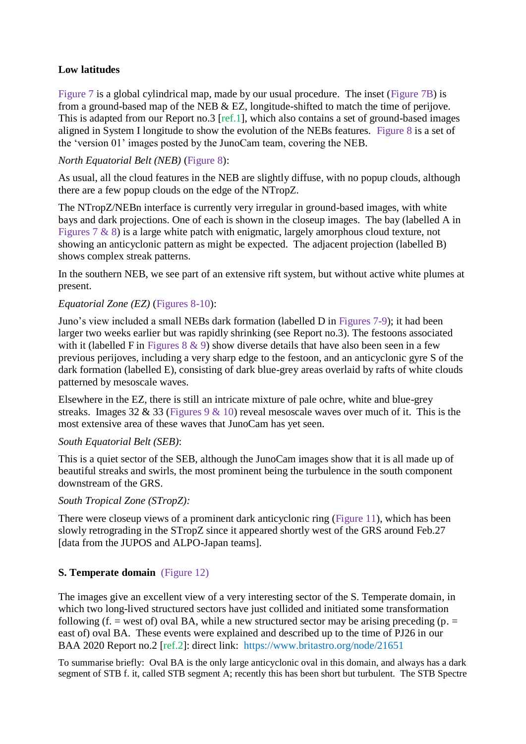**Low latitudes**

Figure 7 is a global cylindrical map, made by our usual procedure. The inset (Figure 7B) is from a ground-based map of the NEB & EZ, longitude-shifted to match the time of perijove. This is adapted from our Report no.3 [ref.1], which also contains a set of ground-based images aligned in System I longitude to show the evolution of the NEBs features. Figure 8 is a set of the 'version 01' images posted by the JunoCam team, covering the NEB.

*North Equatorial Belt (NEB)* (Figure 8):

As usual, all the cloud features in the NEB are slightly diffuse, with no popup clouds, although there are a few popup clouds on the edge of the NTropZ.

The NTropZ/NEBn interface is currently very irregular in ground-based images, with white bays and dark projections. One of each is shown in the closeup images. The bay (labelled A in Figures 7 & 8) is a large white patch with enigmatic, largely amorphous cloud texture, not showing an anticyclonic pattern as might be expected. The adjacent projection (labelled B) shows complex streak patterns.

In the southern NEB, we see part of an extensive rift system, but without active white plumes at present.

*Equatorial Zone (EZ)* (Figures 8-10):

Juno's view included a small NEBs dark formation (labelled D in Figures 7-9); it had been larger two weeks earlier but was rapidly shrinking (see Report no.3). The festoons associated with it (labelled F in Figures 8 & 9) show diverse details that have also been seen in a few previous perijoves, including a very sharp edge to the festoon, and an anticyclonic gyre S of the dark formation (labelled E), consisting of dark blue-grey areas overlaid by rafts of white clouds patterned by mesoscale waves.

Elsewhere in the EZ, there is still an intricate mixture of pale ochre, white and blue-grey streaks. Images 32 & 33 (Figures 9 & 10) reveal mesoscale waves over much of it. This is the most extensive area of these waves that JunoCam has yet seen.

*South Equatorial Belt (SEB)*:

This is a quiet sector of the SEB, although the JunoCam images show that it is all made up of beautiful streaks and swirls, the most prominent being the turbulence in the south component downstream of the GRS.

*South Tropical Zone (STropZ):*

There were closeup views of a prominent dark anticyclonic ring (Figure 11), which has been slowly retrograding in the STropZ since it appeared shortly west of the GRS around Feb.27 [data from the JUPOS and ALPO-Japan teams].

**S. Temperate domain** (Figure 12)

The images give an excellent view of a very interesting sector of the S. Temperate domain, in which two long-lived structured sectors have just collided and initiated some transformation following (f. = west of) oval BA, while a new structured sector may be arising preceding (p. = east of) oval BA. These events were explained and described up to the time of PJ26 in our BAA 2020 Report no.2 [ref.2]: direct link: https://www.britastro.org/node/21651

To summarise briefly: Oval BA is the only large anticyclonic oval in this domain, and always has a dark segment of STB f. it, called STB segment A; recently this has been short but turbulent. The STB Spectre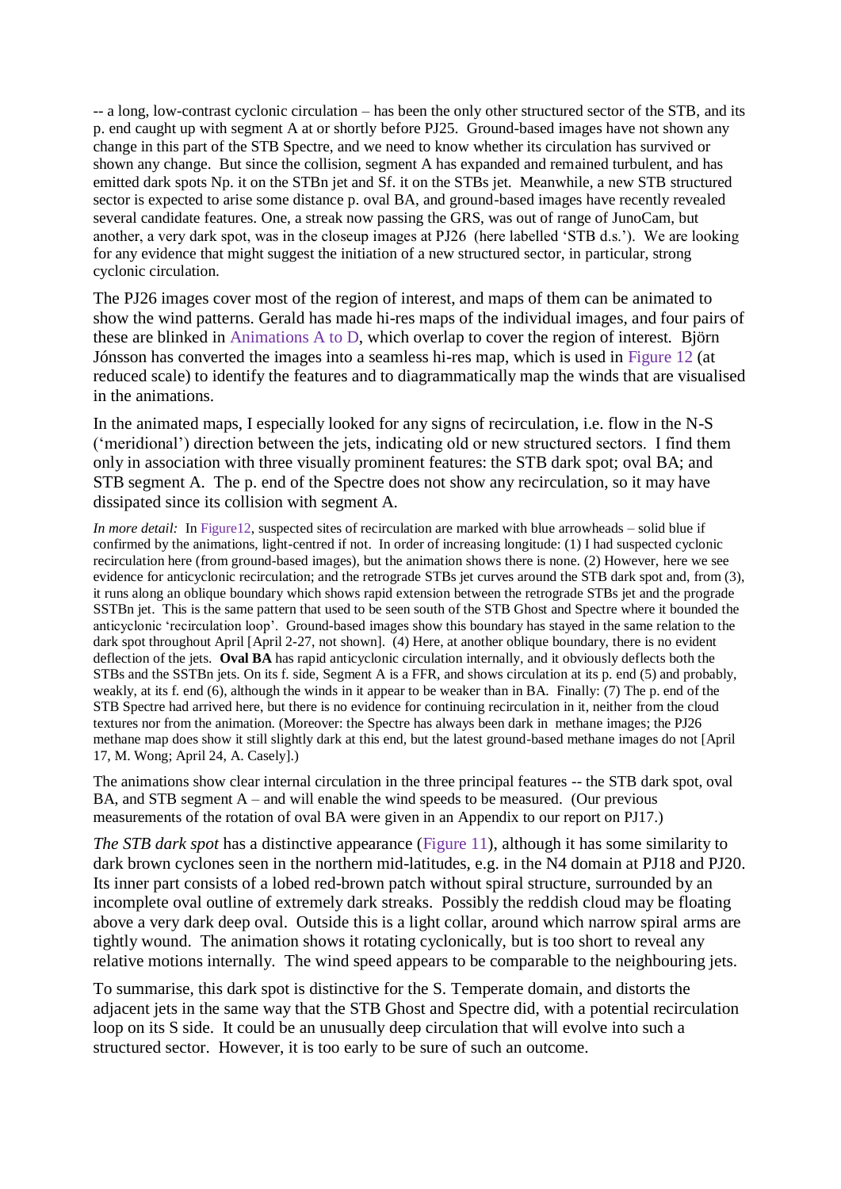-- a long, low-contrast cyclonic circulation – has been the only other structured sector of the STB, and its p. end caught up with segment A at or shortly before PJ25. Ground-based images have not shown any change in this part of the STB Spectre, and we need to know whether its circulation has survived or shown any change. But since the collision, segment A has expanded and remained turbulent, and has emitted dark spots Np. it on the STBn jet and Sf. it on the STBs jet. Meanwhile, a new STB structured sector is expected to arise some distance p. oval BA, and ground-based images have recently revealed several candidate features. One, a streak now passing the GRS, was out of range of JunoCam, but another, a very dark spot, was in the closeup images at PJ26 (here labelled 'STB d.s.'). We are looking for any evidence that might suggest the initiation of a new structured sector, in particular, strong cyclonic circulation.

The PJ26 images cover most of the region of interest, and maps of them can be animated to show the wind patterns. Gerald has made hi-res maps of the individual images, and four pairs of these are blinked in Animations A to D, which overlap to cover the region of interest. Björn Jónsson has converted the images into a seamless hi-res map, which is used in Figure 12 (at reduced scale) to identify the features and to diagrammatically map the winds that are visualised in the animations.

In the animated maps, I especially looked for any signs of recirculation, i.e. flow in the N-S ('meridional') direction between the jets, indicating old or new structured sectors. I find them only in association with three visually prominent features: the STB dark spot; oval BA; and STB segment A. The p. end of the Spectre does not show any recirculation, so it may have dissipated since its collision with segment A.

*In more detail:* In Figure12, suspected sites of recirculation are marked with blue arrowheads – solid blue if confirmed by the animations, light-centred if not. In order of increasing longitude: (1) I had suspected cyclonic recirculation here (from ground-based images), but the animation shows there is none. (2) However, here we see evidence for anticyclonic recirculation; and the retrograde STBs jet curves around the STB dark spot and, from (3), it runs along an oblique boundary which shows rapid extension between the retrograde STBs jet and the prograde SSTBn jet. This is the same pattern that used to be seen south of the STB Ghost and Spectre where it bounded the anticyclonic 'recirculation loop'. Ground-based images show this boundary has stayed in the same relation to the dark spot throughout April [April 2-27, not shown]. (4) Here, at another oblique boundary, there is no evident deflection of the jets. **Oval BA** has rapid anticyclonic circulation internally, and it obviously deflects both the STBs and the SSTBn jets. On its f. side, Segment A is a FFR, and shows circulation at its p. end (5) and probably, weakly, at its f. end (6), although the winds in it appear to be weaker than in BA. Finally: (7) The p. end of the STB Spectre had arrived here, but there is no evidence for continuing recirculation in it, neither from the cloud textures nor from the animation. (Moreover: the Spectre has always been dark in methane images; the PJ26 methane map does show it still slightly dark at this end, but the latest ground-based methane images do not [April 17, M. Wong; April 24, A. Casely].)

The animations show clear internal circulation in the three principal features -- the STB dark spot, oval BA, and STB segment A – and will enable the wind speeds to be measured. (Our previous measurements of the rotation of oval BA were given in an Appendix to our report on PJ17.)

*The STB dark spot* has a distinctive appearance (Figure 11), although it has some similarity to dark brown cyclones seen in the northern mid-latitudes, e.g. in the N4 domain at PJ18 and PJ20. Its inner part consists of a lobed red-brown patch without spiral structure, surrounded by an incomplete oval outline of extremely dark streaks. Possibly the reddish cloud may be floating above a very dark deep oval. Outside this is a light collar, around which narrow spiral arms are tightly wound. The animation shows it rotating cyclonically, but is too short to reveal any relative motions internally. The wind speed appears to be comparable to the neighbouring jets.

To summarise, this dark spot is distinctive for the S. Temperate domain, and distorts the adjacent jets in the same way that the STB Ghost and Spectre did, with a potential recirculation loop on its S side. It could be an unusually deep circulation that will evolve into such a structured sector. However, it is too early to be sure of such an outcome.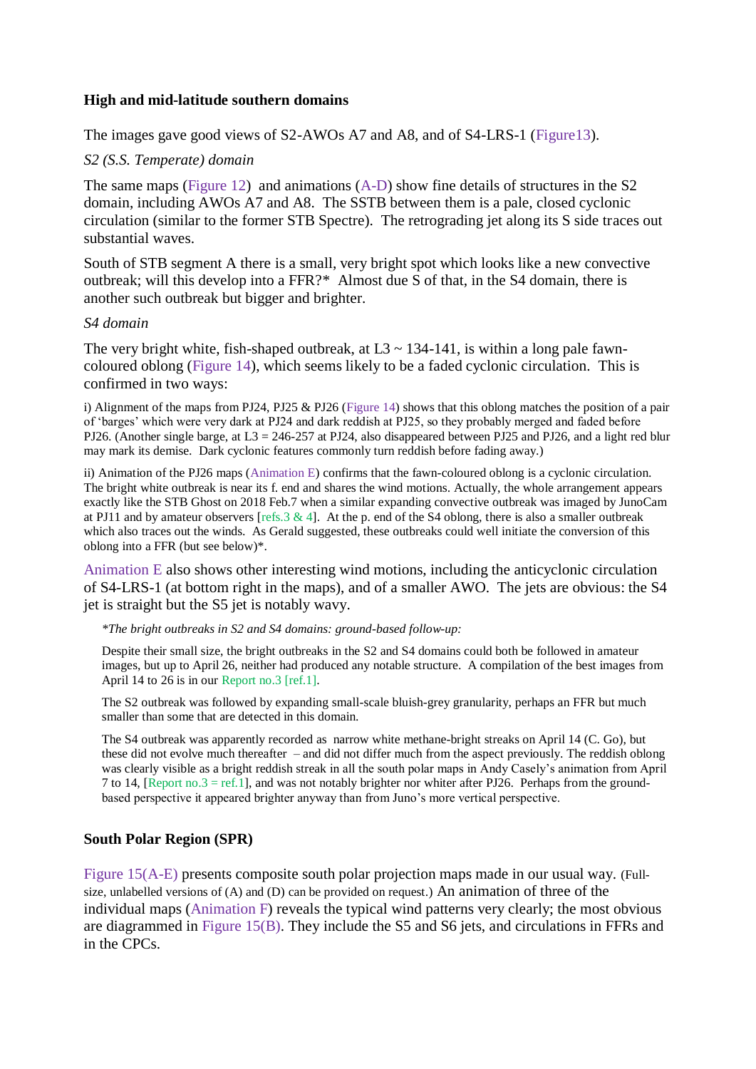### High and mid-latitude southern domains

The images gave good views of S2-AWOs A7 and A8, and of S4-LRS-1 (Figure13).

*S2 (S.S. Temperate) domain*

The same maps (Figure 12) and animations (A-D) show fine details of structures in the S2 domain, including AWOs A7 and A8. The SSTB between them is a pale, closed cyclonic circulation (similar to the former STB Spectre). The retrograding jet along its S side traces out substantial waves.

South of STB segment A there is a small, very bright spot which looks like a new convective outbreak; will this develop into a FFR?* Almost due S of that, in the S4 domain, there is another such outbreak but bigger and brighter.

*S4 domain*

The very bright white, fish-shaped outbreak, at L3 ~ 134-141, is within a long pale fawn-coloured oblong (Figure 14), which seems likely to be a faded cyclonic circulation. This is confirmed in two ways:

i) Alignment of the maps from PJ24, PJ25 & PJ26 (Figure 14) shows that this oblong matches the position of a pair of 'barges' which were very dark at PJ24 and dark reddish at PJ25, so they probably merged and faded before PJ26. (Another single barge, at L3 = 246-257 at PJ24, also disappeared between PJ25 and PJ26, and a light red blur may mark its demise. Dark cyclonic features commonly turn reddish before fading away.)

ii) Animation of the PJ26 maps (Animation E) confirms that the fawn-coloured oblong is a cyclonic circulation. The bright white outbreak is near its f. end and shares the wind motions. Actually, the whole arrangement appears exactly like the STB Ghost on 2018 Feb.7 when a similar expanding convective outbreak was imaged by JunoCam at PJ11 and by amateur observers [refs.3 & 4]. At the p. end of the S4 oblong, there is also a smaller outbreak which also traces out the winds. As Gerald suggested, these outbreaks could well initiate the conversion of this oblong into a FFR (but see below)*.

Animation E also shows other interesting wind motions, including the anticyclonic circulation of S4-LRS-1 (at bottom right in the maps), and of a smaller AWO. The jets are obvious: the S4 jet is straight but the S5 jet is notably wavy.

*\*The bright outbreaks in S2 and S4 domains: ground-based follow-up:*

Despite their small size, the bright outbreaks in the S2 and S4 domains could both be followed in amateur images, but up to April 26, neither had produced any notable structure. A compilation of the best images from April 14 to 26 is in our Report no.3 [ref.1].

The S2 outbreak was followed by expanding small-scale bluish-grey granularity, perhaps an FFR but much smaller than some that are detected in this domain.

The S4 outbreak was apparently recorded as narrow white methane-bright streaks on April 14 (C. Go), but these did not evolve much thereafter – and did not differ much from the aspect previously. The reddish oblong was clearly visible as a bright reddish streak in all the south polar maps in Andy Casely's animation from April 7 to 14, [Report no.3 = ref.1], and was not notably brighter nor whiter after PJ26. Perhaps from the ground-based perspective it appeared brighter anyway than from Juno's more vertical perspective.

### South Polar Region (SPR)

Figure 15(A-E) presents composite south polar projection maps made in our usual way. (Full-size, unlabelled versions of (A) and (D) can be provided on request.) An animation of three of the individual maps (Animation F) reveals the typical wind patterns very clearly; the most obvious are diagrammed in Figure 15(B). They include the S5 and S6 jets, and circulations in FFRs and in the CPCs.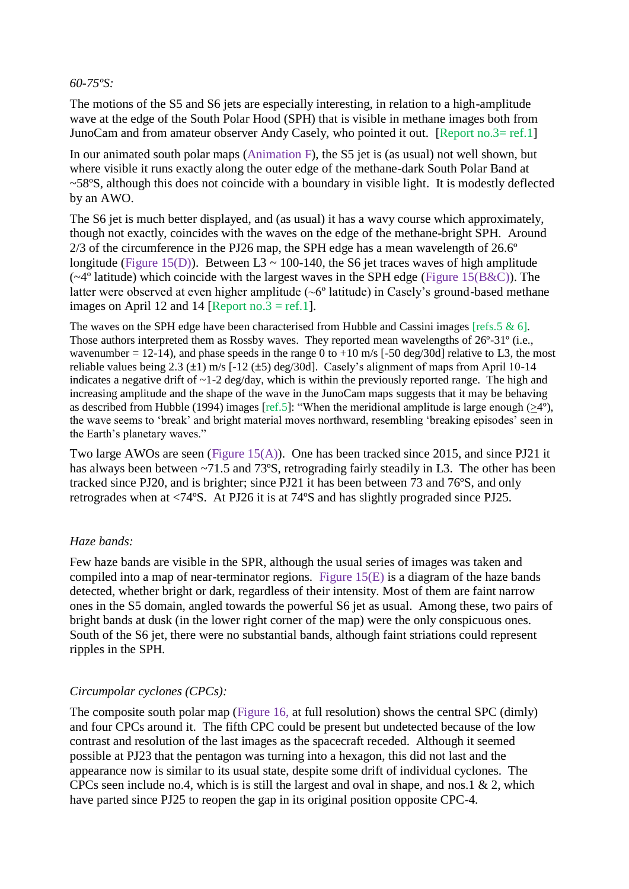*60-75ºS:*

The motions of the S5 and S6 jets are especially interesting, in relation to a high-amplitude wave at the edge of the South Polar Hood (SPH) that is visible in methane images both from JunoCam and from amateur observer Andy Casely, who pointed it out. [Report no.3= ref.1]

In our animated south polar maps (Animation F), the S5 jet is (as usual) not well shown, but where visible it runs exactly along the outer edge of the methane-dark South Polar Band at ~58ºS, although this does not coincide with a boundary in visible light. It is modestly deflected by an AWO.

The S6 jet is much better displayed, and (as usual) it has a wavy course which approximately, though not exactly, coincides with the waves on the edge of the methane-bright SPH. Around 2/3 of the circumference in the PJ26 map, the SPH edge has a mean wavelength of 26.6º longitude (Figure 15(D)). Between L3 ~ 100-140, the S6 jet traces waves of high amplitude (~4º latitude) which coincide with the largest waves in the SPH edge (Figure 15(B&C)). The latter were observed at even higher amplitude (~6º latitude) in Casely's ground-based methane images on April 12 and 14 [Report no.3 = ref.1].

The waves on the SPH edge have been characterised from Hubble and Cassini images [refs.5 & 6]. Those authors interpreted them as Rossby waves. They reported mean wavelengths of 26º-31º (i.e., wavenumber = 12-14), and phase speeds in the range 0 to +10 m/s [-50 deg/30d] relative to L3, the most reliable values being 2.3 (±1) m/s [-12 (±5) deg/30d]. Casely's alignment of maps from April 10-14 indicates a negative drift of ~1-2 deg/day, which is within the previously reported range. The high and increasing amplitude and the shape of the wave in the JunoCam maps suggests that it may be behaving as described from Hubble (1994) images [ref.5]: "When the meridional amplitude is large enough (≥4º), the wave seems to 'break' and bright material moves northward, resembling 'breaking episodes' seen in the Earth's planetary waves."

Two large AWOs are seen (Figure 15(A)). One has been tracked since 2015, and since PJ21 it has always been between ~71.5 and 73ºS, retrograding fairly steadily in L3. The other has been tracked since PJ20, and is brighter; since PJ21 it has been between 73 and 76ºS, and only retrogrades when at <74ºS. At PJ26 it is at 74ºS and has slightly prograded since PJ25.

*Haze bands:*

Few haze bands are visible in the SPR, although the usual series of images was taken and compiled into a map of near-terminator regions. Figure 15(E) is a diagram of the haze bands detected, whether bright or dark, regardless of their intensity. Most of them are faint narrow ones in the S5 domain, angled towards the powerful S6 jet as usual. Among these, two pairs of bright bands at dusk (in the lower right corner of the map) were the only conspicuous ones. South of the S6 jet, there were no substantial bands, although faint striations could represent ripples in the SPH.

*Circumpolar cyclones (CPCs):*

The composite south polar map (Figure 16, at full resolution) shows the central SPC (dimly) and four CPCs around it. The fifth CPC could be present but undetected because of the low contrast and resolution of the last images as the spacecraft receded. Although it seemed possible at PJ23 that the pentagon was turning into a hexagon, this did not last and the appearance now is similar to its usual state, despite some drift of individual cyclones. The CPCs seen include no.4, which is is still the largest and oval in shape, and nos.1 & 2, which have parted since PJ25 to reopen the gap in its original position opposite CPC-4.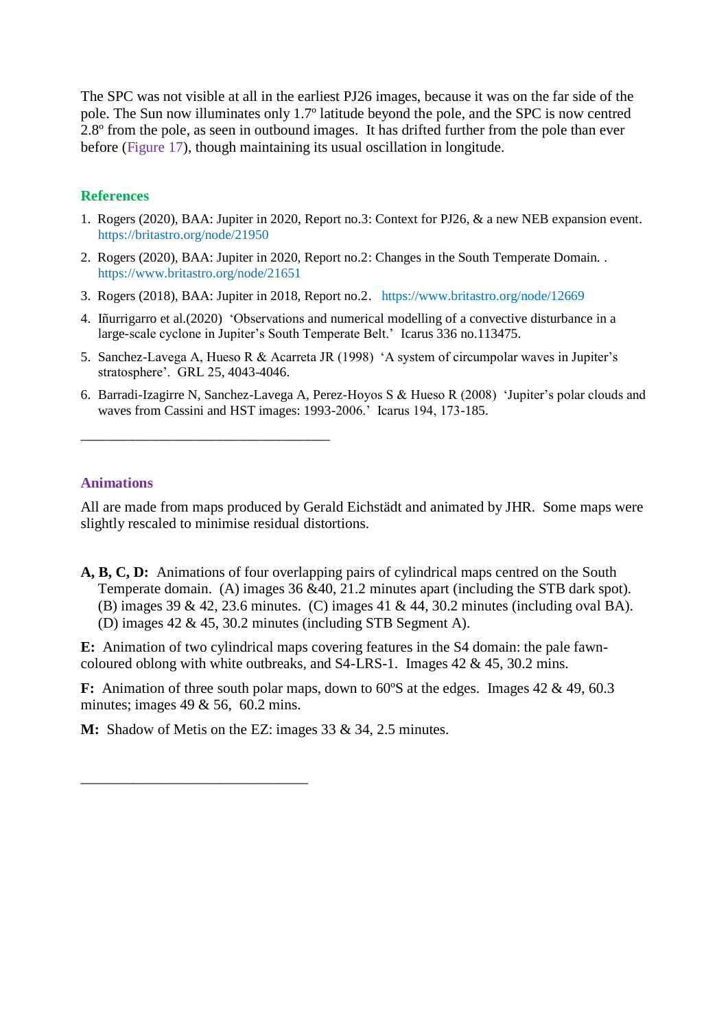The SPC was not visible at all in the earliest PJ26 images, because it was on the far side of the pole. The Sun now illuminates only 1.7º latitude beyond the pole, and the SPC is now centred 2.8º from the pole, as seen in outbound images. It has drifted further from the pole than ever before (Figure 17), though maintaining its usual oscillation in longitude.

## References

1. Rogers (2020), BAA: Jupiter in 2020, Report no.3: Context for PJ26, & a new NEB expansion event. https://britastro.org/node/21950
2. Rogers (2020), BAA: Jupiter in 2020, Report no.2: Changes in the South Temperate Domain. . https://www.britastro.org/node/21651
3. Rogers (2018), BAA: Jupiter in 2018, Report no.2. https://www.britastro.org/node/12669
4. Iñurrigarro et al.(2020) 'Observations and numerical modelling of a convective disturbance in a large-scale cyclone in Jupiter's South Temperate Belt.' Icarus 336 no.113475.
5. Sanchez-Lavega A, Hueso R & Acarreta JR (1998) 'A system of circumpolar waves in Jupiter's stratosphere'. GRL 25, 4043-4046.
6. Barradi-Izagirre N, Sanchez-Lavega A, Perez-Hoyos S & Hueso R (2008) 'Jupiter's polar clouds and waves from Cassini and HST images: 1993-2006.' Icarus 194, 173-185.

___________________________________

## Animations

All are made from maps produced by Gerald Eichstädt and animated by JHR. Some maps were slightly rescaled to minimise residual distortions.

**A, B, C, D:** Animations of four overlapping pairs of cylindrical maps centred on the South Temperate domain. (A) images 36 &40, 21.2 minutes apart (including the STB dark spot). (B) images 39 & 42, 23.6 minutes. (C) images 41 & 44, 30.2 minutes (including oval BA). (D) images 42 & 45, 30.2 minutes (including STB Segment A).

**E:** Animation of two cylindrical maps covering features in the S4 domain: the pale fawn-coloured oblong with white outbreaks, and S4-LRS-1. Images 42 & 45, 30.2 mins.

**F:** Animation of three south polar maps, down to 60ºS at the edges. Images 42 & 49, 60.3 minutes; images 49 & 56, 60.2 mins.

**M:** Shadow of Metis on the EZ: images 33 & 34, 2.5 minutes.

_______________________________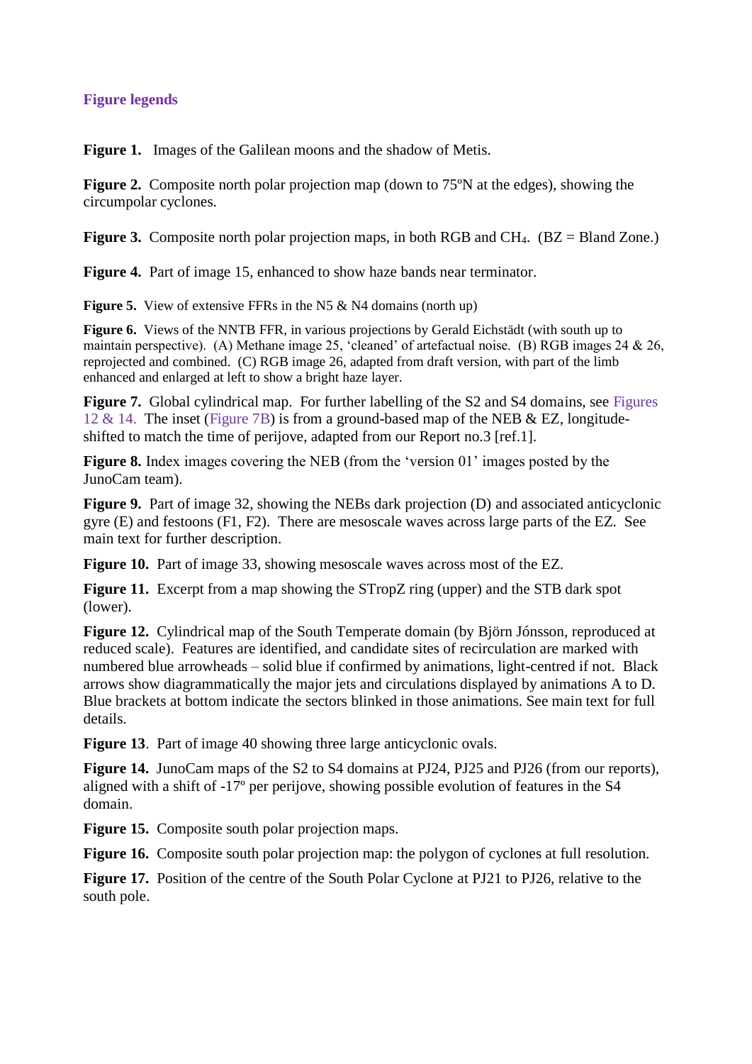# Figure legends

**Figure 1.** Images of the Galilean moons and the shadow of Metis.

**Figure 2.** Composite north polar projection map (down to 75ºN at the edges), showing the circumpolar cyclones.

**Figure 3.** Composite north polar projection maps, in both RGB and $CH_4$. (BZ = Bland Zone.)

**Figure 4.** Part of image 15, enhanced to show haze bands near terminator.

**Figure 5.** View of extensive FFRs in the N5 & N4 domains (north up)

**Figure 6.** Views of the NNTB FFR, in various projections by Gerald Eichstädt (with south up to maintain perspective). (A) Methane image 25, 'cleaned' of artefactual noise. (B) RGB images 24 & 26, reprojected and combined. (C) RGB image 26, adapted from draft version, with part of the limb enhanced and enlarged at left to show a bright haze layer.

**Figure 7.** Global cylindrical map. For further labelling of the S2 and S4 domains, see Figures 12 & 14. The inset (Figure 7B) is from a ground-based map of the NEB & EZ, longitude-shifted to match the time of perijove, adapted from our Report no.3 [ref.1].

**Figure 8.** Index images covering the NEB (from the 'version 01' images posted by the JunoCam team).

**Figure 9.** Part of image 32, showing the NEBs dark projection (D) and associated anticyclonic gyre (E) and festoons (F1, F2). There are mesoscale waves across large parts of the EZ. See main text for further description.

**Figure 10.** Part of image 33, showing mesoscale waves across most of the EZ.

**Figure 11.** Excerpt from a map showing the STropZ ring (upper) and the STB dark spot (lower).

**Figure 12.** Cylindrical map of the South Temperate domain (by Björn Jónsson, reproduced at reduced scale). Features are identified, and candidate sites of recirculation are marked with numbered blue arrowheads – solid blue if confirmed by animations, light-centred if not. Black arrows show diagrammatically the major jets and circulations displayed by animations A to D. Blue brackets at bottom indicate the sectors blinked in those animations. See main text for full details.

**Figure 13**. Part of image 40 showing three large anticyclonic ovals.

**Figure 14.** JunoCam maps of the S2 to S4 domains at PJ24, PJ25 and PJ26 (from our reports), aligned with a shift of -17º per perijove, showing possible evolution of features in the S4 domain.

**Figure 15.** Composite south polar projection maps.

**Figure 16.** Composite south polar projection map: the polygon of cyclones at full resolution.

**Figure 17.** Position of the centre of the South Polar Cyclone at PJ21 to PJ26, relative to the south pole.